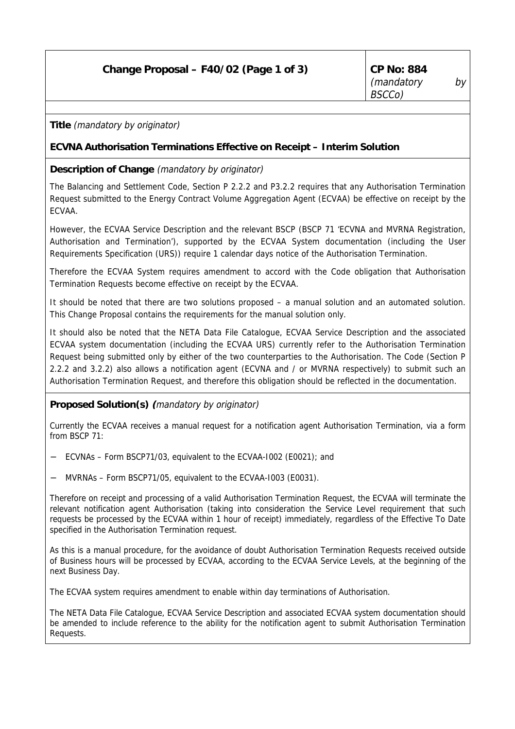| Change Proposal – F40/02 (Page 1 of 3) | CP No: 884 *(mandatory by BSCCo)* |
|---|---|

**Title** *(mandatory by originator)*

**ECVNA Authorisation Terminations Effective on Receipt – Interim Solution**

**Description of Change** *(mandatory by originator)*

The Balancing and Settlement Code, Section P 2.2.2 and P3.2.2 requires that any Authorisation Termination Request submitted to the Energy Contract Volume Aggregation Agent (ECVAA) be effective on receipt by the ECVAA.

However, the ECVAA Service Description and the relevant BSCP (BSCP 71 'ECVNA and MVRNA Registration, Authorisation and Termination'), supported by the ECVAA System documentation (including the User Requirements Specification (URS)) require 1 calendar days notice of the Authorisation Termination.

Therefore the ECVAA System requires amendment to accord with the Code obligation that Authorisation Termination Requests become effective on receipt by the ECVAA.

It should be noted that there are two solutions proposed – a manual solution and an automated solution. This Change Proposal contains the requirements for the manual solution only.

It should also be noted that the NETA Data File Catalogue, ECVAA Service Description and the associated ECVAA system documentation (including the ECVAA URS) currently refer to the Authorisation Termination Request being submitted only by either of the two counterparties to the Authorisation. The Code (Section P 2.2.2 and 3.2.2) also allows a notification agent (ECVNA and / or MVRNA respectively) to submit such an Authorisation Termination Request, and therefore this obligation should be reflected in the documentation.

**Proposed Solution(s)** *(mandatory by originator)*

Currently the ECVAA receives a manual request for a notification agent Authorisation Termination, via a form from BSCP 71:

- ECVNAs – Form BSCP71/03, equivalent to the ECVAA-I002 (E0021); and
- MVRNAs – Form BSCP71/05, equivalent to the ECVAA-I003 (E0031).

Therefore on receipt and processing of a valid Authorisation Termination Request, the ECVAA will terminate the relevant notification agent Authorisation (taking into consideration the Service Level requirement that such requests be processed by the ECVAA within 1 hour of receipt) immediately, regardless of the Effective To Date specified in the Authorisation Termination request.

As this is a manual procedure, for the avoidance of doubt Authorisation Termination Requests received outside of Business hours will be processed by ECVAA, according to the ECVAA Service Levels, at the beginning of the next Business Day.

The ECVAA system requires amendment to enable within day terminations of Authorisation.

The NETA Data File Catalogue, ECVAA Service Description and associated ECVAA system documentation should be amended to include reference to the ability for the notification agent to submit Authorisation Termination Requests.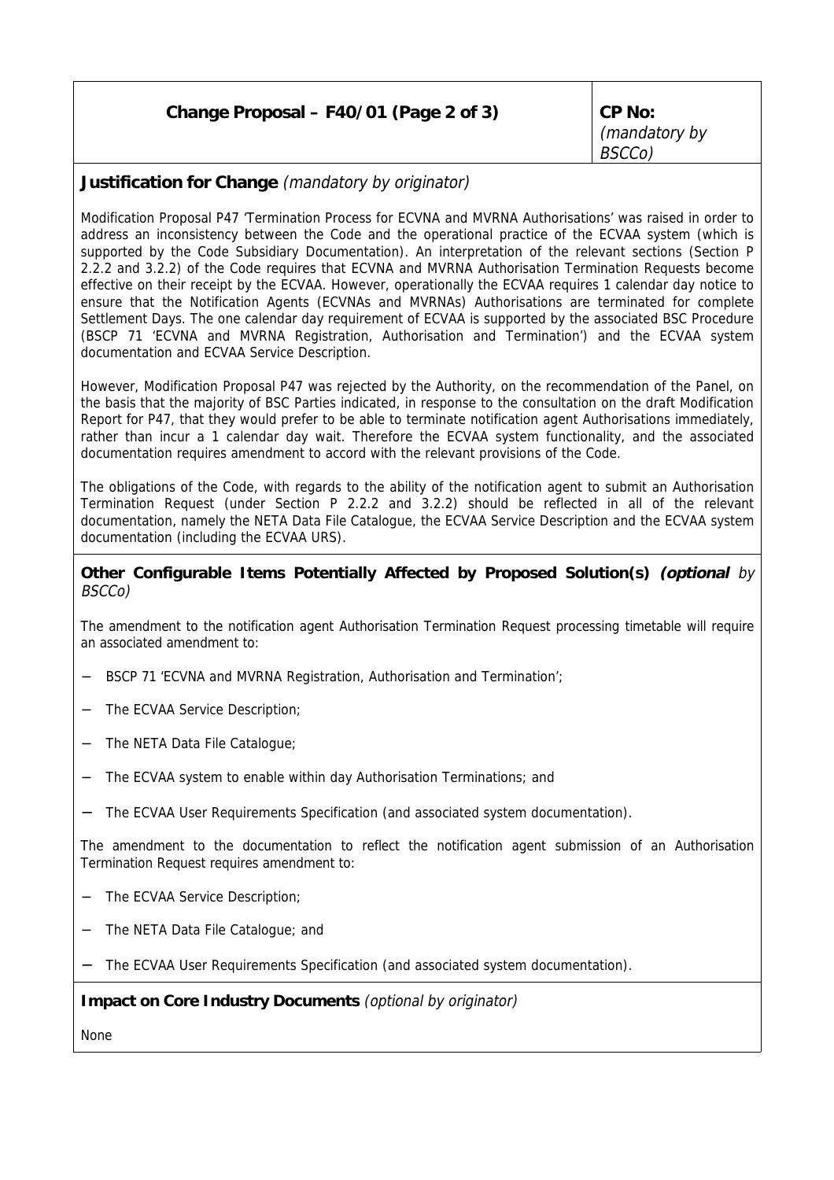| **Change Proposal – F40/01 (Page 2 of 3)** | **CP No:** *(mandatory by BSCCo)* |
|---|---|

**Justification for Change** *(mandatory by originator)*

Modification Proposal P47 'Termination Process for ECVNA and MVRNA Authorisations' was raised in order to address an inconsistency between the Code and the operational practice of the ECVAA system (which is supported by the Code Subsidiary Documentation). An interpretation of the relevant sections (Section P 2.2.2 and 3.2.2) of the Code requires that ECVNA and MVRNA Authorisation Termination Requests become effective on their receipt by the ECVAA. However, operationally the ECVAA requires 1 calendar day notice to ensure that the Notification Agents (ECVNAs and MVRNAs) Authorisations are terminated for complete Settlement Days. The one calendar day requirement of ECVAA is supported by the associated BSC Procedure (BSCP 71 'ECVNA and MVRNA Registration, Authorisation and Termination') and the ECVAA system documentation and ECVAA Service Description.

However, Modification Proposal P47 was rejected by the Authority, on the recommendation of the Panel, on the basis that the majority of BSC Parties indicated, in response to the consultation on the draft Modification Report for P47, that they would prefer to be able to terminate notification agent Authorisations immediately, rather than incur a 1 calendar day wait. Therefore the ECVAA system functionality, and the associated documentation requires amendment to accord with the relevant provisions of the Code.

The obligations of the Code, with regards to the ability of the notification agent to submit an Authorisation Termination Request (under Section P 2.2.2 and 3.2.2) should be reflected in all of the relevant documentation, namely the NETA Data File Catalogue, the ECVAA Service Description and the ECVAA system documentation (including the ECVAA URS).

**Other Configurable Items Potentially Affected by Proposed Solution(s)** ***(optional*** *by BSCCo)*

The amendment to the notification agent Authorisation Termination Request processing timetable will require an associated amendment to:

- BSCP 71 'ECVNA and MVRNA Registration, Authorisation and Termination';
- The ECVAA Service Description;
- The NETA Data File Catalogue;
- The ECVAA system to enable within day Authorisation Terminations; and
- The ECVAA User Requirements Specification (and associated system documentation).

The amendment to the documentation to reflect the notification agent submission of an Authorisation Termination Request requires amendment to:

- The ECVAA Service Description;
- The NETA Data File Catalogue; and
- The ECVAA User Requirements Specification (and associated system documentation).

**Impact on Core Industry Documents** *(optional by originator)*

None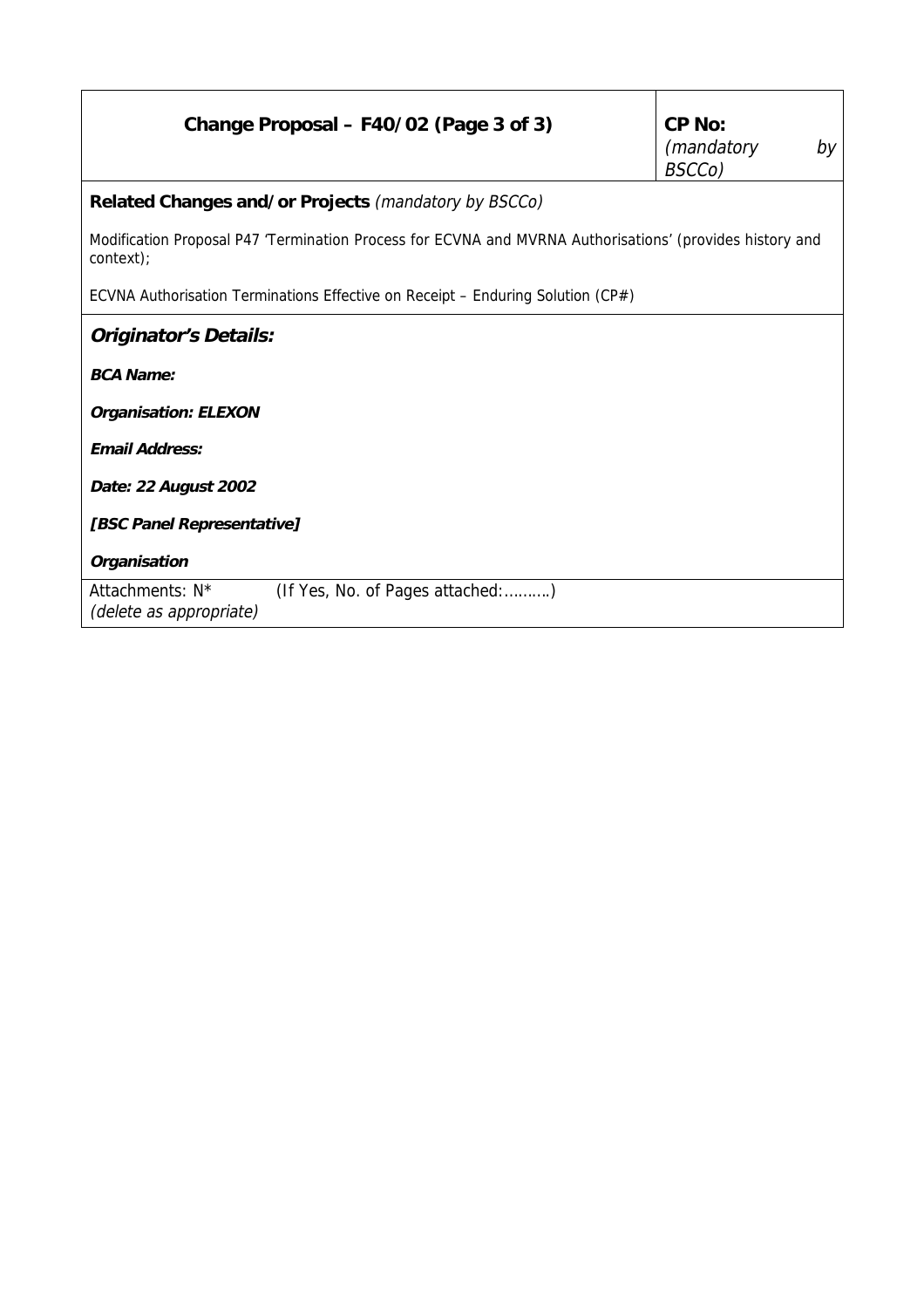| Change Proposal – F40/02 (Page 3 of 3) | **CP No:** *(mandatory by BSCCo)* |
| --- | --- |

**Related Changes and/or Projects** *(mandatory by BSCCo)*

Modification Proposal P47 'Termination Process for ECVNA and MVRNA Authorisations' (provides history and context);

ECVNA Authorisation Terminations Effective on Receipt – Enduring Solution (CP#)

***Originator's Details:***

***BCA Name:***

***Organisation: ELEXON***

***Email Address:***

***Date: 22 August 2002***

***[BSC Panel Representative]***

***Organisation***

Attachments: N* (If Yes, No. of Pages attached:……….)
*(delete as appropriate)*